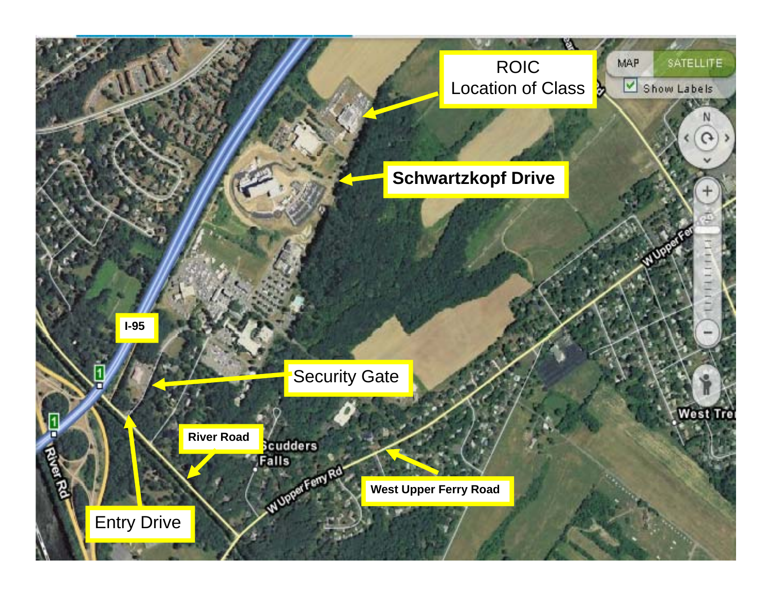ROIC
Location of Class

**Schwartzkopf Drive**

**I-95**

Security Gate

**River Road**

**West Upper Ferry Road**

Entry Drive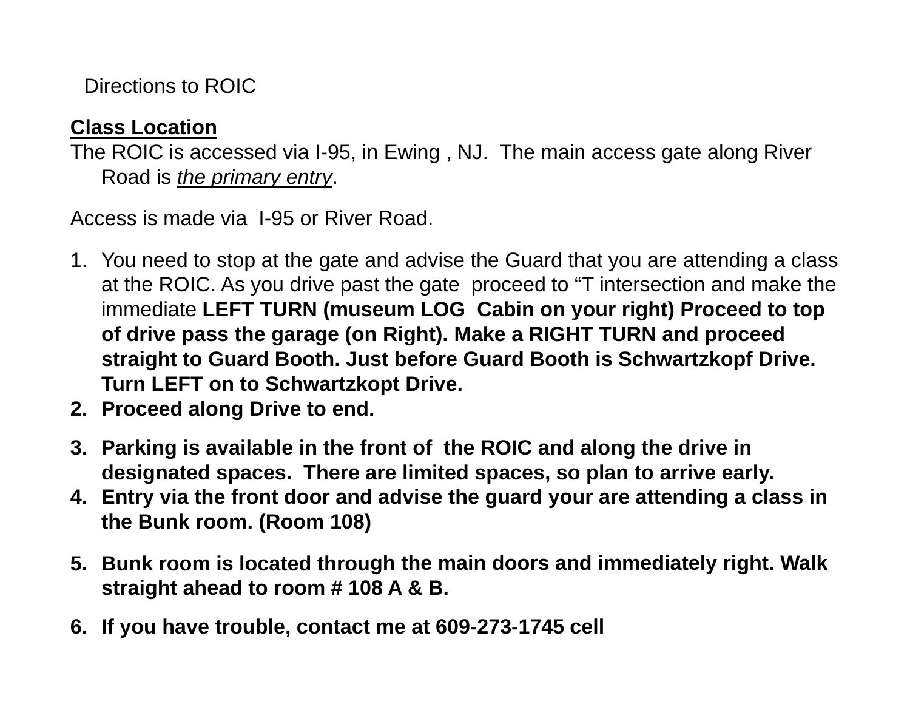Directions to ROIC

**<u>Class Location</u>**

The ROIC is accessed via I-95, in Ewing , NJ. The main access gate along River Road is <u>*the primary entry*</u>.

Access is made via I-95 or River Road.

1. You need to stop at the gate and advise the Guard that you are attending a class at the ROIC. As you drive past the gate proceed to “T intersection and make the immediate **LEFT TURN (museum LOG Cabin on your right) Proceed to top of drive pass the garage (on Right). Make a RIGHT TURN and proceed straight to Guard Booth. Just before Guard Booth is Schwartzkopf Drive. Turn LEFT on to Schwartzkopt Drive.**
2. **Proceed along Drive to end.**
3. **Parking is available in the front of the ROIC and along the drive in designated spaces. There are limited spaces, so plan to arrive early.**
4. **Entry via the front door and advise the guard your are attending a class in the Bunk room. (Room 108)**
5. **Bunk room is located through the main doors and immediately right. Walk straight ahead to room # 108 A & B.**
6. **If you have trouble, contact me at 609-273-1745 cell**